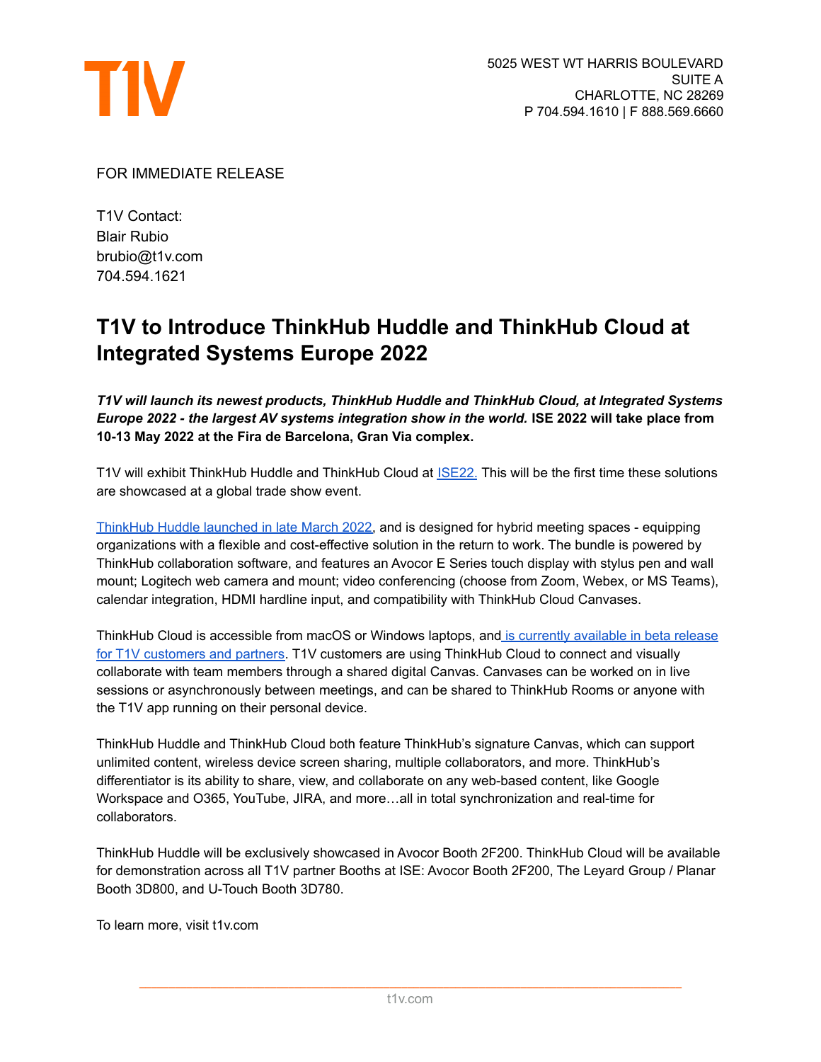T1V

5025 WEST WT HARRIS BOULEVARD
SUITE A
CHARLOTTE, NC 28269
P 704.594.1610 | F 888.569.6660

FOR IMMEDIATE RELEASE

T1V Contact:
Blair Rubio
brubio@t1v.com
704.594.1621

# T1V to Introduce ThinkHub Huddle and ThinkHub Cloud at Integrated Systems Europe 2022

***T1V will launch its newest products, ThinkHub Huddle and ThinkHub Cloud, at Integrated Systems Europe 2022 - the largest AV systems integration show in the world.* ISE 2022 will take place from 10-13 May 2022 at the Fira de Barcelona, Gran Via complex.**

T1V will exhibit ThinkHub Huddle and ThinkHub Cloud at ISE22. This will be the first time these solutions are showcased at a global trade show event.

ThinkHub Huddle launched in late March 2022, and is designed for hybrid meeting spaces - equipping organizations with a flexible and cost-effective solution in the return to work. The bundle is powered by ThinkHub collaboration software, and features an Avocor E Series touch display with stylus pen and wall mount; Logitech web camera and mount; video conferencing (choose from Zoom, Webex, or MS Teams), calendar integration, HDMI hardline input, and compatibility with ThinkHub Cloud Canvases.

ThinkHub Cloud is accessible from macOS or Windows laptops, and is currently available in beta release for T1V customers and partners. T1V customers are using ThinkHub Cloud to connect and visually collaborate with team members through a shared digital Canvas. Canvases can be worked on in live sessions or asynchronously between meetings, and can be shared to ThinkHub Rooms or anyone with the T1V app running on their personal device.

ThinkHub Huddle and ThinkHub Cloud both feature ThinkHub's signature Canvas, which can support unlimited content, wireless device screen sharing, multiple collaborators, and more. ThinkHub's differentiator is its ability to share, view, and collaborate on any web-based content, like Google Workspace and O365, YouTube, JIRA, and more…all in total synchronization and real-time for collaborators.

ThinkHub Huddle will be exclusively showcased in Avocor Booth 2F200. ThinkHub Cloud will be available for demonstration across all T1V partner Booths at ISE: Avocor Booth 2F200, The Leyard Group / Planar Booth 3D800, and U-Touch Booth 3D780.

To learn more, visit t1v.com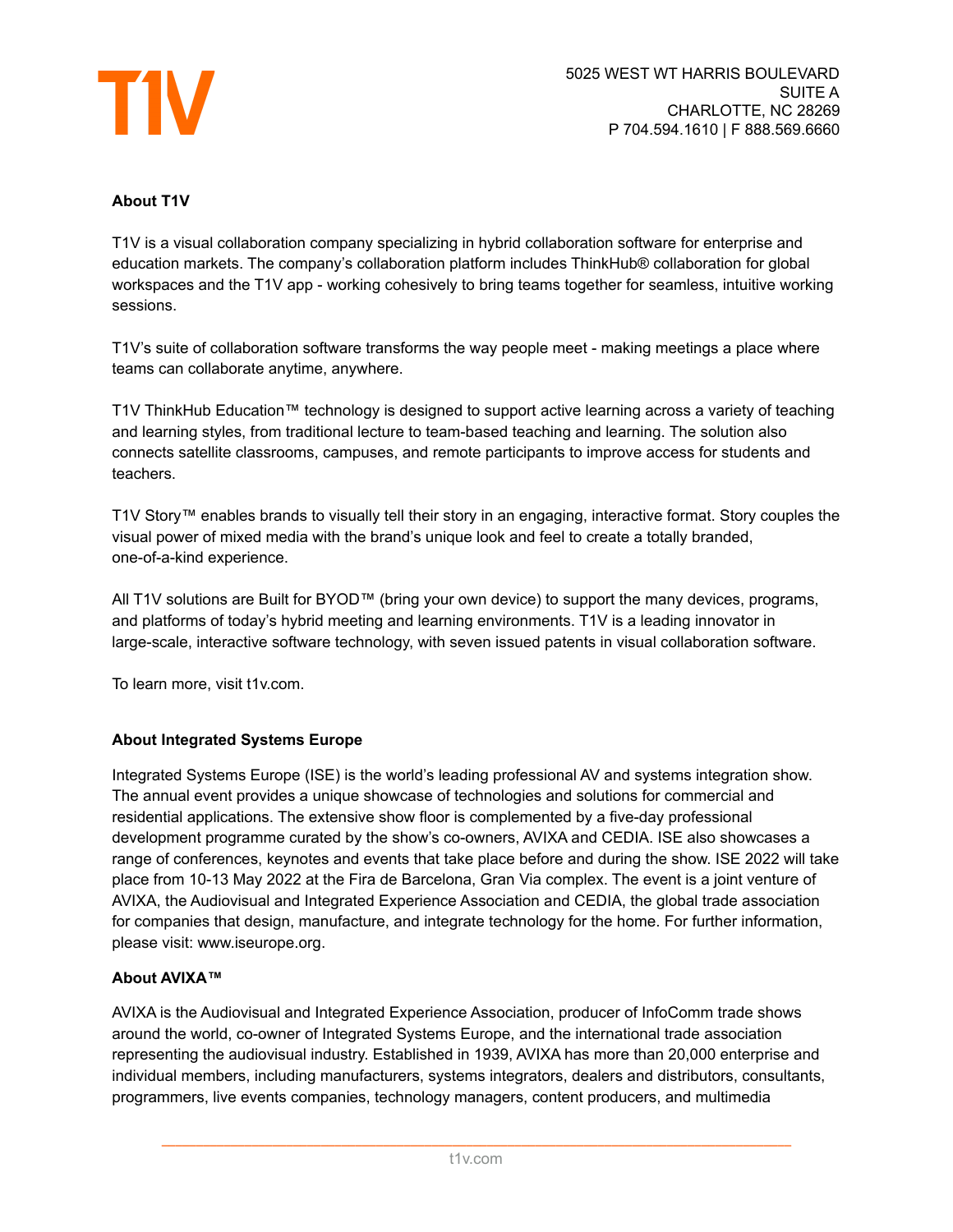**About T1V**

T1V is a visual collaboration company specializing in hybrid collaboration software for enterprise and education markets. The company's collaboration platform includes ThinkHub® collaboration for global workspaces and the T1V app - working cohesively to bring teams together for seamless, intuitive working sessions.

T1V's suite of collaboration software transforms the way people meet - making meetings a place where teams can collaborate anytime, anywhere.

T1V ThinkHub Education™ technology is designed to support active learning across a variety of teaching and learning styles, from traditional lecture to team-based teaching and learning. The solution also connects satellite classrooms, campuses, and remote participants to improve access for students and teachers.

T1V Story™ enables brands to visually tell their story in an engaging, interactive format. Story couples the visual power of mixed media with the brand's unique look and feel to create a totally branded, one-of-a-kind experience.

All T1V solutions are Built for BYOD™ (bring your own device) to support the many devices, programs, and platforms of today's hybrid meeting and learning environments. T1V is a leading innovator in large-scale, interactive software technology, with seven issued patents in visual collaboration software.

To learn more, visit t1v.com.

**About Integrated Systems Europe**

Integrated Systems Europe (ISE) is the world's leading professional AV and systems integration show. The annual event provides a unique showcase of technologies and solutions for commercial and residential applications. The extensive show floor is complemented by a five-day professional development programme curated by the show's co-owners, AVIXA and CEDIA. ISE also showcases a range of conferences, keynotes and events that take place before and during the show. ISE 2022 will take place from 10-13 May 2022 at the Fira de Barcelona, Gran Via complex. The event is a joint venture of AVIXA, the Audiovisual and Integrated Experience Association and CEDIA, the global trade association for companies that design, manufacture, and integrate technology for the home. For further information, please visit: www.iseurope.org.

**About AVIXA™**

AVIXA is the Audiovisual and Integrated Experience Association, producer of InfoComm trade shows around the world, co-owner of Integrated Systems Europe, and the international trade association representing the audiovisual industry. Established in 1939, AVIXA has more than 20,000 enterprise and individual members, including manufacturers, systems integrators, dealers and distributors, consultants, programmers, live events companies, technology managers, content producers, and multimedia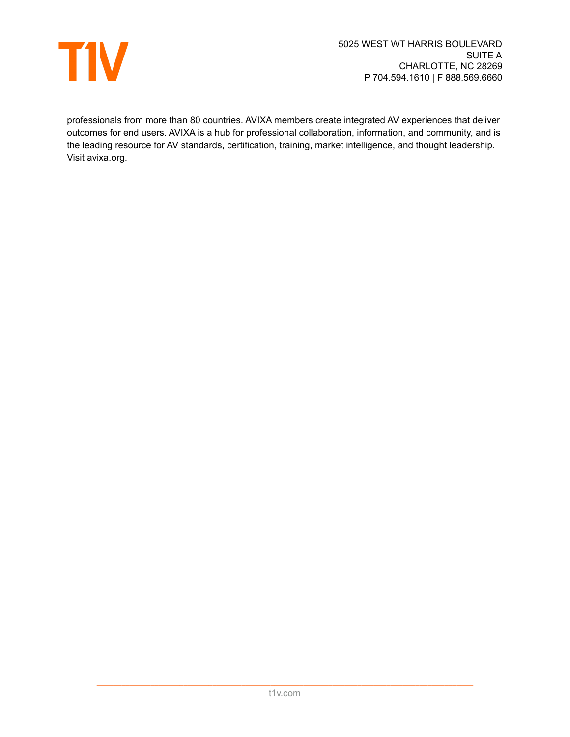professionals from more than 80 countries. AVIXA members create integrated AV experiences that deliver outcomes for end users. AVIXA is a hub for professional collaboration, information, and community, and is the leading resource for AV standards, certification, training, market intelligence, and thought leadership. Visit avixa.org.